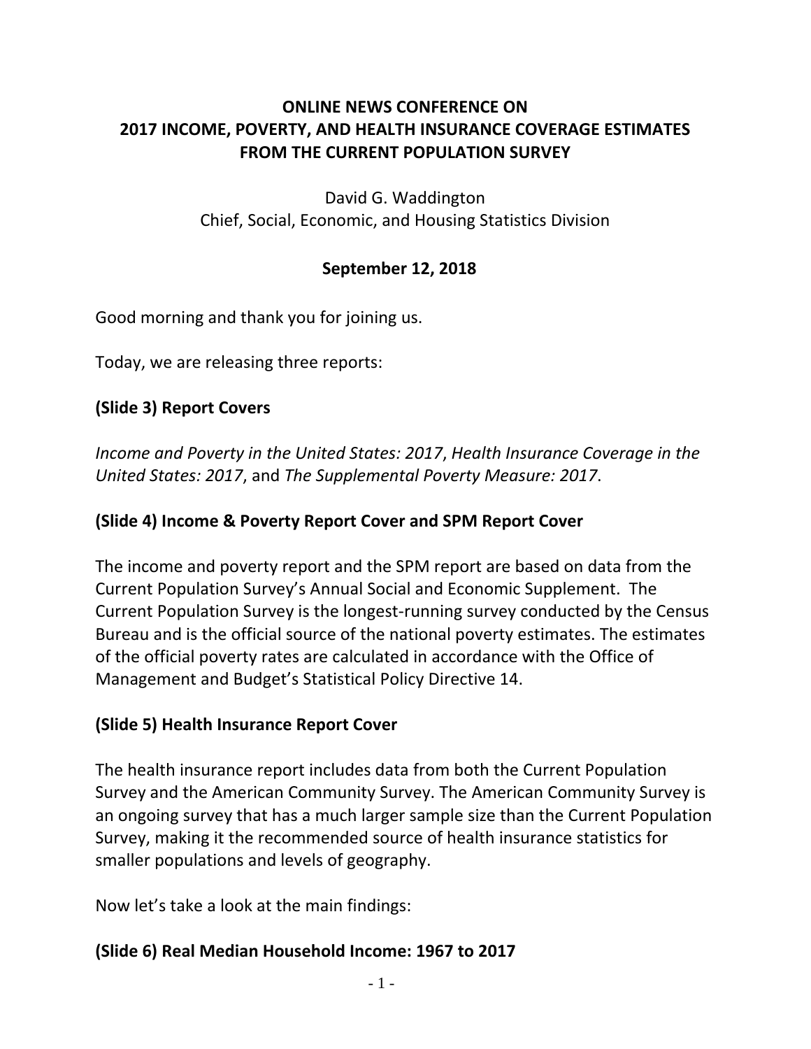# ONLINE NEWS CONFERENCE ON 2017 INCOME, POVERTY, AND HEALTH INSURANCE COVERAGE ESTIMATES FROM THE CURRENT POPULATION SURVEY

David G. Waddington
Chief, Social, Economic, and Housing Statistics Division

**September 12, 2018**

Good morning and thank you for joining us.

Today, we are releasing three reports:

## (Slide 3) Report Covers

*Income and Poverty in the United States: 2017*, *Health Insurance Coverage in the United States: 2017*, and *The Supplemental Poverty Measure: 2017*.

## (Slide 4) Income & Poverty Report Cover and SPM Report Cover

The income and poverty report and the SPM report are based on data from the Current Population Survey's Annual Social and Economic Supplement. The Current Population Survey is the longest-running survey conducted by the Census Bureau and is the official source of the national poverty estimates. The estimates of the official poverty rates are calculated in accordance with the Office of Management and Budget's Statistical Policy Directive 14.

## (Slide 5) Health Insurance Report Cover

The health insurance report includes data from both the Current Population Survey and the American Community Survey. The American Community Survey is an ongoing survey that has a much larger sample size than the Current Population Survey, making it the recommended source of health insurance statistics for smaller populations and levels of geography.

Now let's take a look at the main findings:

## (Slide 6) Real Median Household Income: 1967 to 2017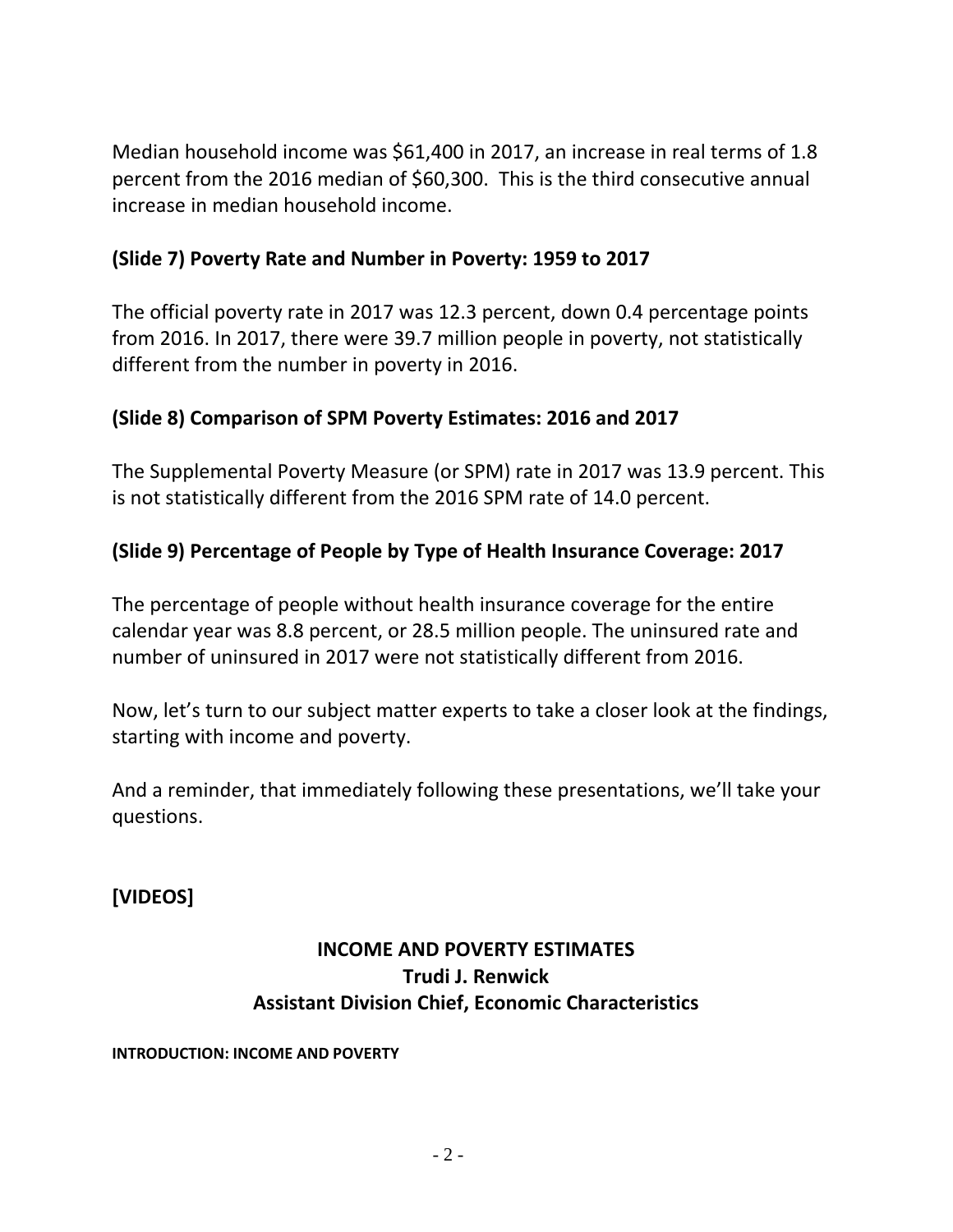Median household income was $61,400 in 2017, an increase in real terms of 1.8 percent from the 2016 median of $60,300. This is the third consecutive annual increase in median household income.

### (Slide 7) Poverty Rate and Number in Poverty: 1959 to 2017

The official poverty rate in 2017 was 12.3 percent, down 0.4 percentage points from 2016. In 2017, there were 39.7 million people in poverty, not statistically different from the number in poverty in 2016.

### (Slide 8) Comparison of SPM Poverty Estimates: 2016 and 2017

The Supplemental Poverty Measure (or SPM) rate in 2017 was 13.9 percent. This is not statistically different from the 2016 SPM rate of 14.0 percent.

### (Slide 9) Percentage of People by Type of Health Insurance Coverage: 2017

The percentage of people without health insurance coverage for the entire calendar year was 8.8 percent, or 28.5 million people. The uninsured rate and number of uninsured in 2017 were not statistically different from 2016.

Now, let's turn to our subject matter experts to take a closer look at the findings, starting with income and poverty.

And a reminder, that immediately following these presentations, we'll take your questions.

**[VIDEOS]**

## INCOME AND POVERTY ESTIMATES
## Trudi J. Renwick
## Assistant Division Chief, Economic Characteristics

**INTRODUCTION: INCOME AND POVERTY**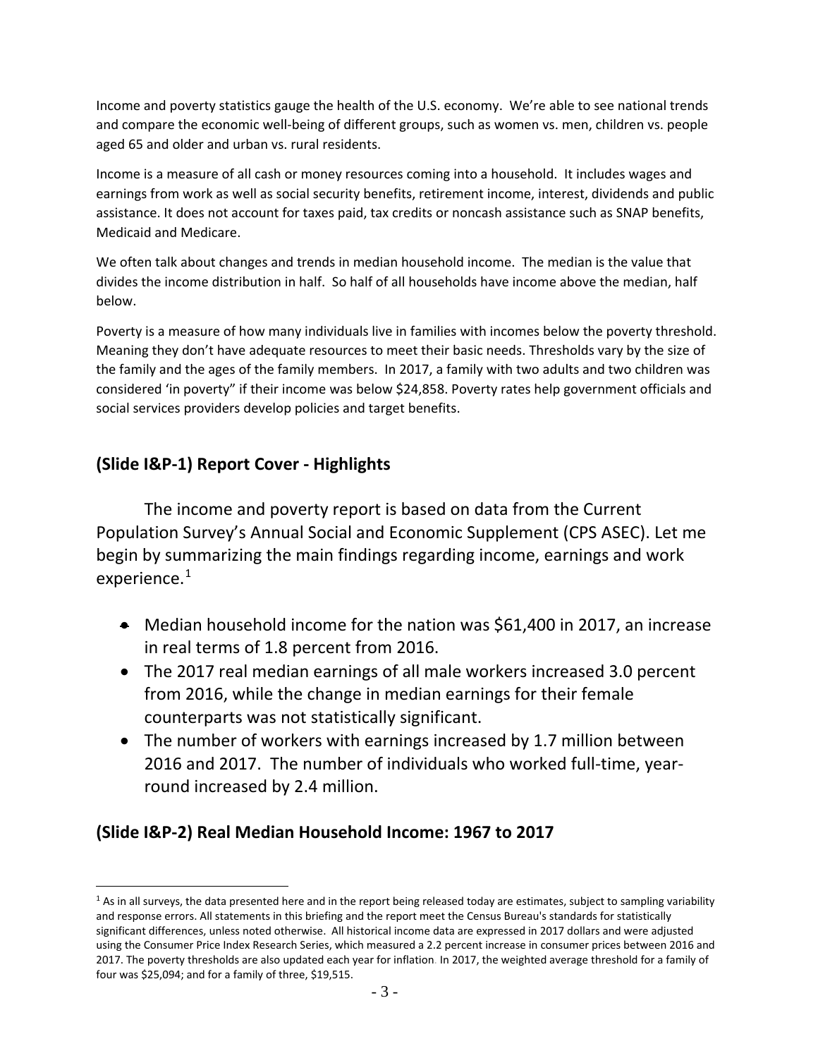Income and poverty statistics gauge the health of the U.S. economy. We're able to see national trends and compare the economic well-being of different groups, such as women vs. men, children vs. people aged 65 and older and urban vs. rural residents.

Income is a measure of all cash or money resources coming into a household. It includes wages and earnings from work as well as social security benefits, retirement income, interest, dividends and public assistance. It does not account for taxes paid, tax credits or noncash assistance such as SNAP benefits, Medicaid and Medicare.

We often talk about changes and trends in median household income. The median is the value that divides the income distribution in half. So half of all households have income above the median, half below.

Poverty is a measure of how many individuals live in families with incomes below the poverty threshold. Meaning they don't have adequate resources to meet their basic needs. Thresholds vary by the size of the family and the ages of the family members. In 2017, a family with two adults and two children was considered 'in poverty" if their income was below $24,858. Poverty rates help government officials and social services providers develop policies and target benefits.

## (Slide I&P-1) Report Cover - Highlights

The income and poverty report is based on data from the Current Population Survey's Annual Social and Economic Supplement (CPS ASEC). Let me begin by summarizing the main findings regarding income, earnings and work experience.[1]

- Median household income for the nation was $61,400 in 2017, an increase in real terms of 1.8 percent from 2016.
- The 2017 real median earnings of all male workers increased 3.0 percent from 2016, while the change in median earnings for their female counterparts was not statistically significant.
- The number of workers with earnings increased by 1.7 million between 2016 and 2017. The number of individuals who worked full-time, year-round increased by 2.4 million.

## (Slide I&P-2) Real Median Household Income: 1967 to 2017

[1] As in all surveys, the data presented here and in the report being released today are estimates, subject to sampling variability and response errors. All statements in this briefing and the report meet the Census Bureau's standards for statistically significant differences, unless noted otherwise. All historical income data are expressed in 2017 dollars and were adjusted using the Consumer Price Index Research Series, which measured a 2.2 percent increase in consumer prices between 2016 and 2017. The poverty thresholds are also updated each year for inflation. In 2017, the weighted average threshold for a family of four was $25,094; and for a family of three, $19,515.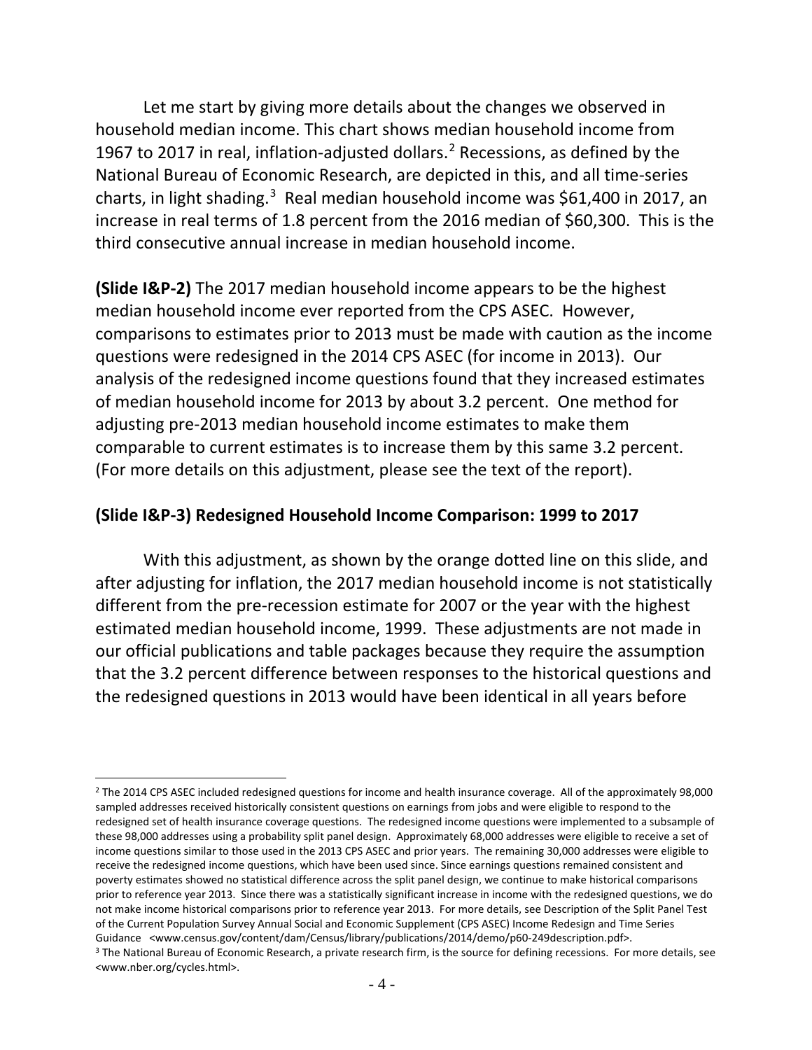Let me start by giving more details about the changes we observed in household median income. This chart shows median household income from 1967 to 2017 in real, inflation-adjusted dollars.[2] Recessions, as defined by the National Bureau of Economic Research, are depicted in this, and all time-series charts, in light shading.[3] Real median household income was $61,400 in 2017, an increase in real terms of 1.8 percent from the 2016 median of $60,300. This is the third consecutive annual increase in median household income.

**(Slide I&P-2)** The 2017 median household income appears to be the highest median household income ever reported from the CPS ASEC. However, comparisons to estimates prior to 2013 must be made with caution as the income questions were redesigned in the 2014 CPS ASEC (for income in 2013). Our analysis of the redesigned income questions found that they increased estimates of median household income for 2013 by about 3.2 percent. One method for adjusting pre-2013 median household income estimates to make them comparable to current estimates is to increase them by this same 3.2 percent. (For more details on this adjustment, please see the text of the report).

## (Slide I&P-3) Redesigned Household Income Comparison: 1999 to 2017

With this adjustment, as shown by the orange dotted line on this slide, and after adjusting for inflation, the 2017 median household income is not statistically different from the pre-recession estimate for 2007 or the year with the highest estimated median household income, 1999. These adjustments are not made in our official publications and table packages because they require the assumption that the 3.2 percent difference between responses to the historical questions and the redesigned questions in 2013 would have been identical in all years before

---

[2] The 2014 CPS ASEC included redesigned questions for income and health insurance coverage. All of the approximately 98,000 sampled addresses received historically consistent questions on earnings from jobs and were eligible to respond to the redesigned set of health insurance coverage questions. The redesigned income questions were implemented to a subsample of these 98,000 addresses using a probability split panel design. Approximately 68,000 addresses were eligible to receive a set of income questions similar to those used in the 2013 CPS ASEC and prior years. The remaining 30,000 addresses were eligible to receive the redesigned income questions, which have been used since. Since earnings questions remained consistent and poverty estimates showed no statistical difference across the split panel design, we continue to make historical comparisons prior to reference year 2013. Since there was a statistically significant increase in income with the redesigned questions, we do not make income historical comparisons prior to reference year 2013. For more details, see Description of the Split Panel Test of the Current Population Survey Annual Social and Economic Supplement (CPS ASEC) Income Redesign and Time Series Guidance <www.census.gov/content/dam/Census/library/publications/2014/demo/p60-249description.pdf>.

[3] The National Bureau of Economic Research, a private research firm, is the source for defining recessions. For more details, see <www.nber.org/cycles.html>.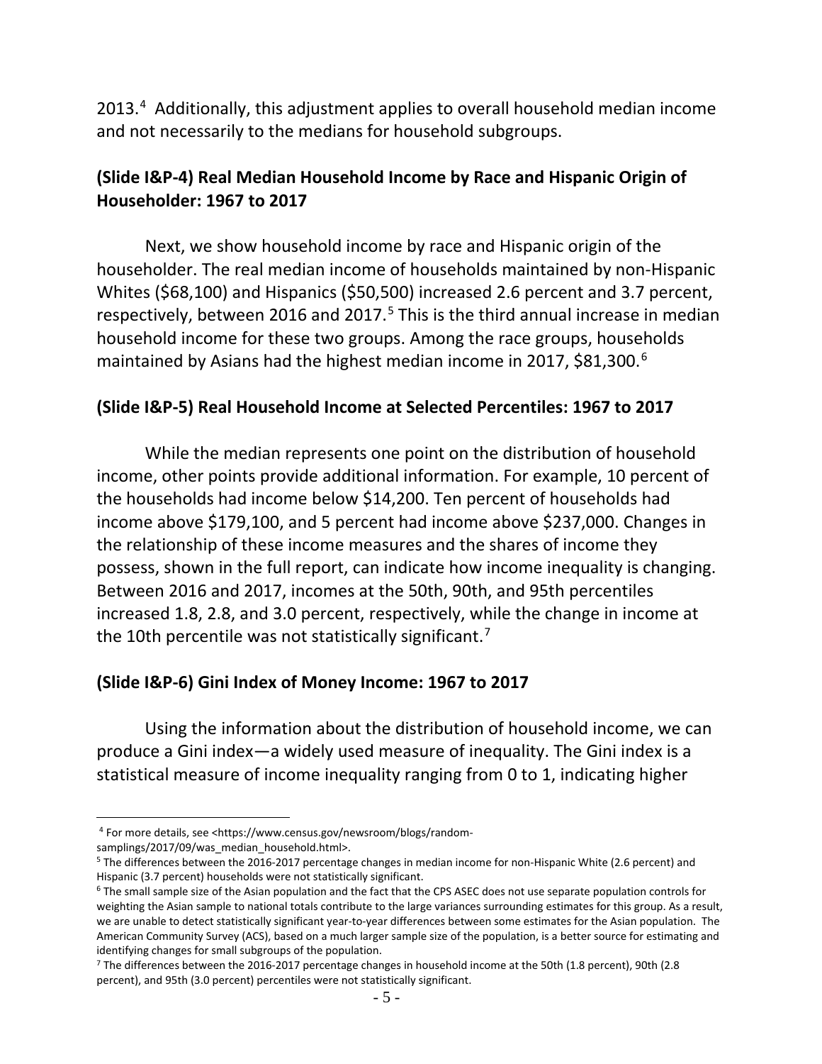2013.[4] Additionally, this adjustment applies to overall household median income and not necessarily to the medians for household subgroups.

### (Slide I&P-4) Real Median Household Income by Race and Hispanic Origin of Householder: 1967 to 2017

Next, we show household income by race and Hispanic origin of the householder. The real median income of households maintained by non-Hispanic Whites ($68,100) and Hispanics ($50,500) increased 2.6 percent and 3.7 percent, respectively, between 2016 and 2017.[5] This is the third annual increase in median household income for these two groups. Among the race groups, households maintained by Asians had the highest median income in 2017, $81,300.[6]

### (Slide I&P-5) Real Household Income at Selected Percentiles: 1967 to 2017

While the median represents one point on the distribution of household income, other points provide additional information. For example, 10 percent of the households had income below $14,200. Ten percent of households had income above $179,100, and 5 percent had income above $237,000. Changes in the relationship of these income measures and the shares of income they possess, shown in the full report, can indicate how income inequality is changing. Between 2016 and 2017, incomes at the 50th, 90th, and 95th percentiles increased 1.8, 2.8, and 3.0 percent, respectively, while the change in income at the 10th percentile was not statistically significant.[7]

### (Slide I&P-6) Gini Index of Money Income: 1967 to 2017

Using the information about the distribution of household income, we can produce a Gini index—a widely used measure of inequality. The Gini index is a statistical measure of income inequality ranging from 0 to 1, indicating higher

---

[4] For more details, see <https://www.census.gov/newsroom/blogs/random-samplings/2017/09/was_median_household.html>.

[5] The differences between the 2016-2017 percentage changes in median income for non-Hispanic White (2.6 percent) and Hispanic (3.7 percent) households were not statistically significant.

[6] The small sample size of the Asian population and the fact that the CPS ASEC does not use separate population controls for weighting the Asian sample to national totals contribute to the large variances surrounding estimates for this group. As a result, we are unable to detect statistically significant year-to-year differences between some estimates for the Asian population. The American Community Survey (ACS), based on a much larger sample size of the population, is a better source for estimating and identifying changes for small subgroups of the population.

[7] The differences between the 2016-2017 percentage changes in household income at the 50th (1.8 percent), 90th (2.8 percent), and 95th (3.0 percent) percentiles were not statistically significant.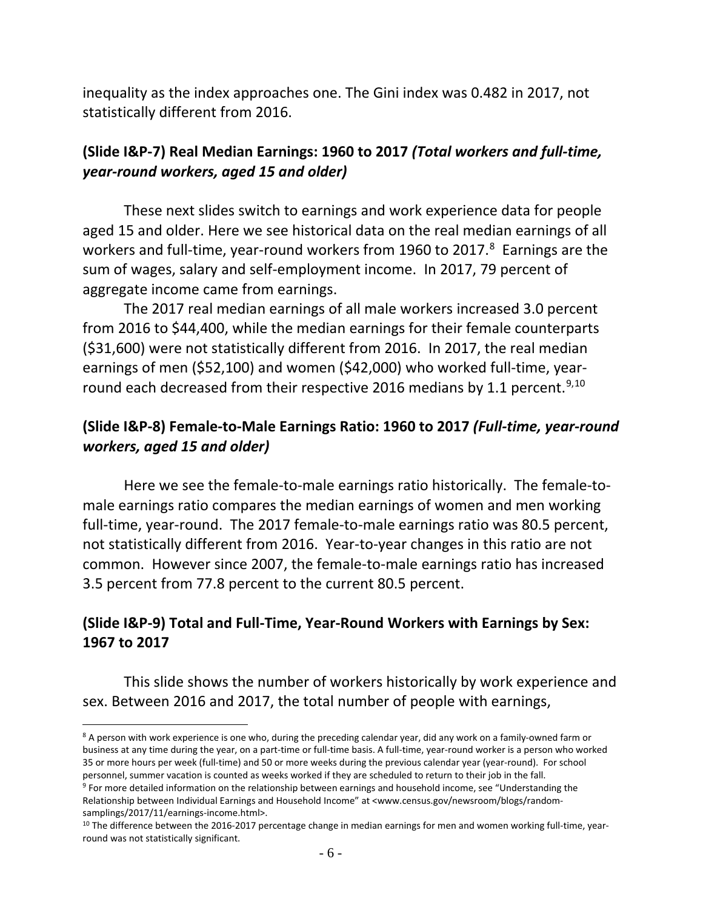inequality as the index approaches one. The Gini index was 0.482 in 2017, not statistically different from 2016.

### (Slide I&P-7) Real Median Earnings: 1960 to 2017 *(Total workers and full-time, year-round workers, aged 15 and older)*

These next slides switch to earnings and work experience data for people aged 15 and older. Here we see historical data on the real median earnings of all workers and full-time, year-round workers from 1960 to 2017.[8] Earnings are the sum of wages, salary and self-employment income. In 2017, 79 percent of aggregate income came from earnings.

The 2017 real median earnings of all male workers increased 3.0 percent from 2016 to $44,400, while the median earnings for their female counterparts ($31,600) were not statistically different from 2016. In 2017, the real median earnings of men ($52,100) and women ($42,000) who worked full-time, year-round each decreased from their respective 2016 medians by 1.1 percent.[9,10]

### (Slide I&P-8) Female-to-Male Earnings Ratio: 1960 to 2017 *(Full-time, year-round workers, aged 15 and older)*

Here we see the female-to-male earnings ratio historically. The female-to-male earnings ratio compares the median earnings of women and men working full-time, year-round. The 2017 female-to-male earnings ratio was 80.5 percent, not statistically different from 2016. Year-to-year changes in this ratio are not common. However since 2007, the female-to-male earnings ratio has increased 3.5 percent from 77.8 percent to the current 80.5 percent.

### (Slide I&P-9) Total and Full-Time, Year-Round Workers with Earnings by Sex: 1967 to 2017

This slide shows the number of workers historically by work experience and sex. Between 2016 and 2017, the total number of people with earnings,

---

[8] A person with work experience is one who, during the preceding calendar year, did any work on a family-owned farm or business at any time during the year, on a part-time or full-time basis. A full-time, year-round worker is a person who worked 35 or more hours per week (full-time) and 50 or more weeks during the previous calendar year (year-round). For school personnel, summer vacation is counted as weeks worked if they are scheduled to return to their job in the fall.

[9] For more detailed information on the relationship between earnings and household income, see "Understanding the Relationship between Individual Earnings and Household Income" at <www.census.gov/newsroom/blogs/random-samplings/2017/11/earnings-income.html>.

[10] The difference between the 2016-2017 percentage change in median earnings for men and women working full-time, year-round was not statistically significant.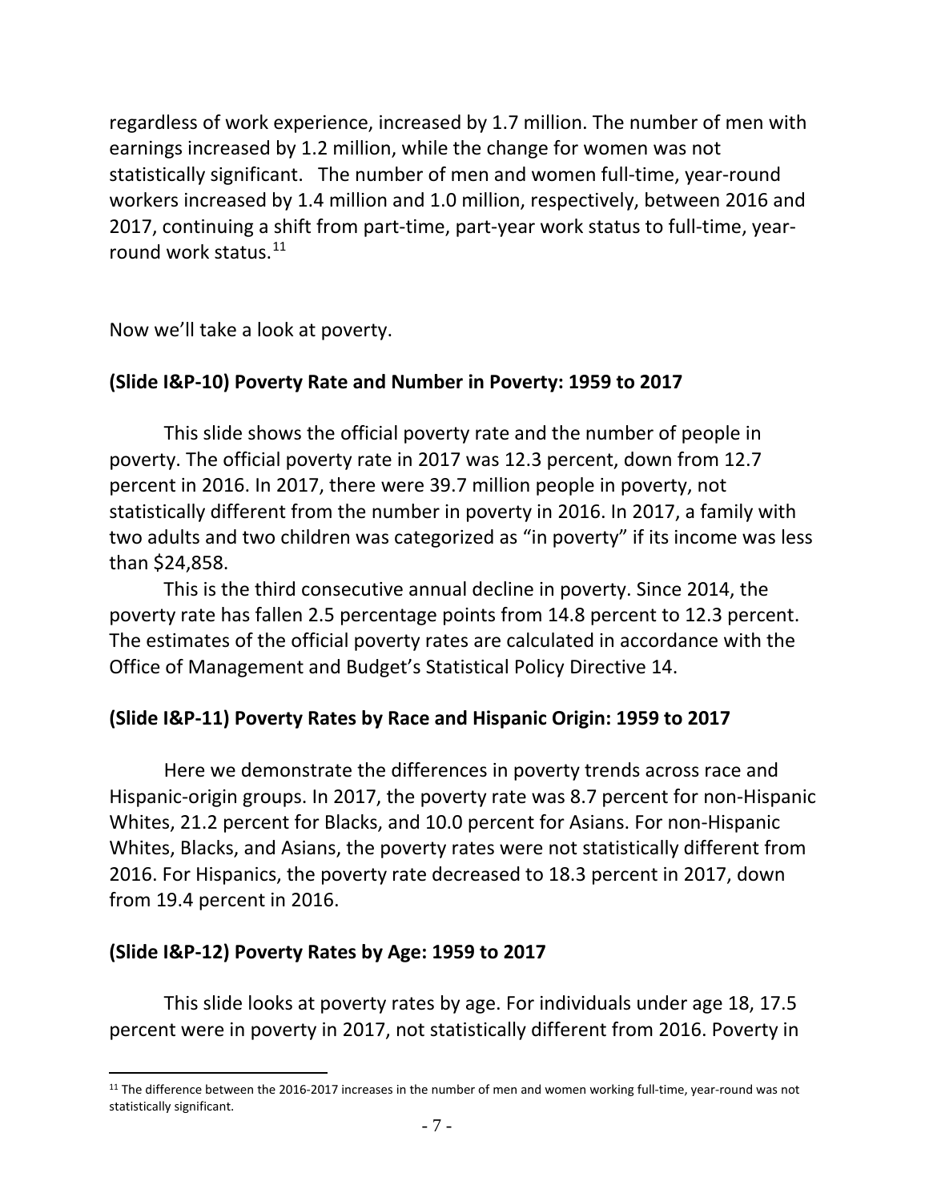regardless of work experience, increased by 1.7 million. The number of men with earnings increased by 1.2 million, while the change for women was not statistically significant. The number of men and women full-time, year-round workers increased by 1.4 million and 1.0 million, respectively, between 2016 and 2017, continuing a shift from part-time, part-year work status to full-time, year-round work status.[11]

Now we'll take a look at poverty.

**(Slide I&P-10) Poverty Rate and Number in Poverty: 1959 to 2017**

This slide shows the official poverty rate and the number of people in poverty. The official poverty rate in 2017 was 12.3 percent, down from 12.7 percent in 2016. In 2017, there were 39.7 million people in poverty, not statistically different from the number in poverty in 2016. In 2017, a family with two adults and two children was categorized as "in poverty" if its income was less than $24,858.

This is the third consecutive annual decline in poverty. Since 2014, the poverty rate has fallen 2.5 percentage points from 14.8 percent to 12.3 percent. The estimates of the official poverty rates are calculated in accordance with the Office of Management and Budget's Statistical Policy Directive 14.

**(Slide I&P-11) Poverty Rates by Race and Hispanic Origin: 1959 to 2017**

Here we demonstrate the differences in poverty trends across race and Hispanic-origin groups. In 2017, the poverty rate was 8.7 percent for non-Hispanic Whites, 21.2 percent for Blacks, and 10.0 percent for Asians. For non-Hispanic Whites, Blacks, and Asians, the poverty rates were not statistically different from 2016. For Hispanics, the poverty rate decreased to 18.3 percent in 2017, down from 19.4 percent in 2016.

**(Slide I&P-12) Poverty Rates by Age: 1959 to 2017**

This slide looks at poverty rates by age. For individuals under age 18, 17.5 percent were in poverty in 2017, not statistically different from 2016. Poverty in

[11] The difference between the 2016-2017 increases in the number of men and women working full-time, year-round was not statistically significant.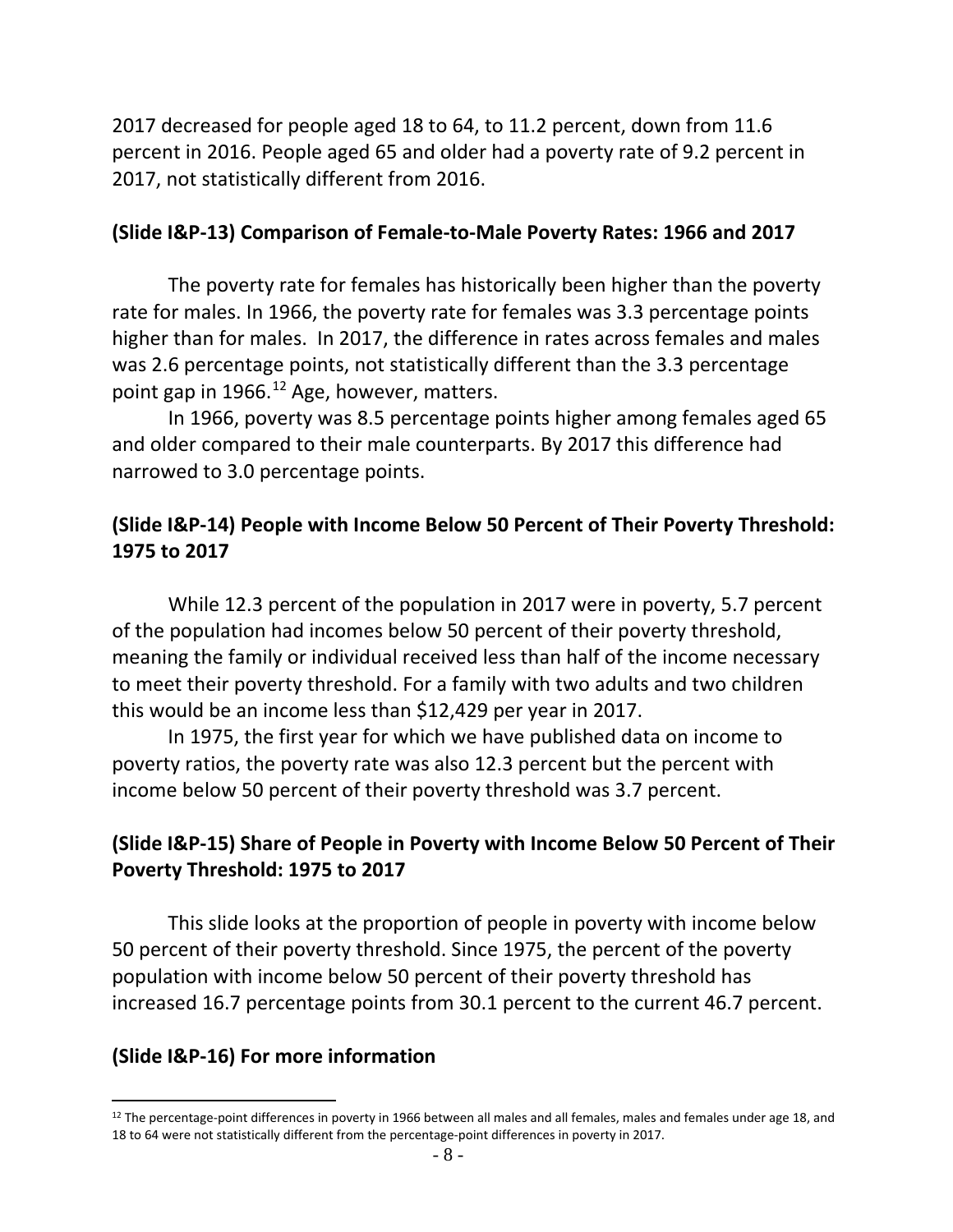2017 decreased for people aged 18 to 64, to 11.2 percent, down from 11.6 percent in 2016. People aged 65 and older had a poverty rate of 9.2 percent in 2017, not statistically different from 2016.

### (Slide I&P-13) Comparison of Female-to-Male Poverty Rates: 1966 and 2017

The poverty rate for females has historically been higher than the poverty rate for males. In 1966, the poverty rate for females was 3.3 percentage points higher than for males. In 2017, the difference in rates across females and males was 2.6 percentage points, not statistically different than the 3.3 percentage point gap in 1966.[12] Age, however, matters.

In 1966, poverty was 8.5 percentage points higher among females aged 65 and older compared to their male counterparts. By 2017 this difference had narrowed to 3.0 percentage points.

### (Slide I&P-14) People with Income Below 50 Percent of Their Poverty Threshold: 1975 to 2017

While 12.3 percent of the population in 2017 were in poverty, 5.7 percent of the population had incomes below 50 percent of their poverty threshold, meaning the family or individual received less than half of the income necessary to meet their poverty threshold. For a family with two adults and two children this would be an income less than $12,429 per year in 2017.

In 1975, the first year for which we have published data on income to poverty ratios, the poverty rate was also 12.3 percent but the percent with income below 50 percent of their poverty threshold was 3.7 percent.

### (Slide I&P-15) Share of People in Poverty with Income Below 50 Percent of Their Poverty Threshold: 1975 to 2017

This slide looks at the proportion of people in poverty with income below 50 percent of their poverty threshold. Since 1975, the percent of the poverty population with income below 50 percent of their poverty threshold has increased 16.7 percentage points from 30.1 percent to the current 46.7 percent.

### (Slide I&P-16) For more information

[12] The percentage-point differences in poverty in 1966 between all males and all females, males and females under age 18, and 18 to 64 were not statistically different from the percentage-point differences in poverty in 2017.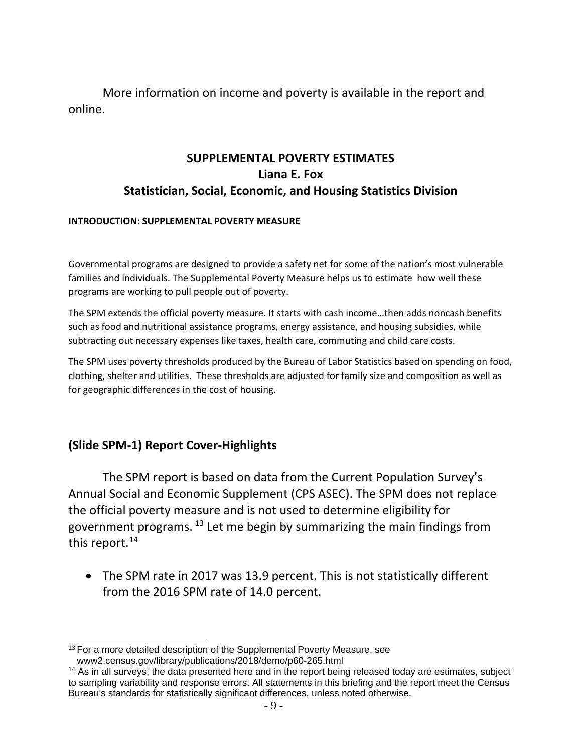More information on income and poverty is available in the report and online.

## SUPPLEMENTAL POVERTY ESTIMATES
## Liana E. Fox
## Statistician, Social, Economic, and Housing Statistics Division

#### INTRODUCTION: SUPPLEMENTAL POVERTY MEASURE

Governmental programs are designed to provide a safety net for some of the nation's most vulnerable families and individuals. The Supplemental Poverty Measure helps us to estimate how well these programs are working to pull people out of poverty.

The SPM extends the official poverty measure. It starts with cash income…then adds noncash benefits such as food and nutritional assistance programs, energy assistance, and housing subsidies, while subtracting out necessary expenses like taxes, health care, commuting and child care costs.

The SPM uses poverty thresholds produced by the Bureau of Labor Statistics based on spending on food, clothing, shelter and utilities. These thresholds are adjusted for family size and composition as well as for geographic differences in the cost of housing.

### (Slide SPM-1) Report Cover-Highlights

The SPM report is based on data from the Current Population Survey's Annual Social and Economic Supplement (CPS ASEC). The SPM does not replace the official poverty measure and is not used to determine eligibility for government programs. [13] Let me begin by summarizing the main findings from this report.[14]

- The SPM rate in 2017 was 13.9 percent. This is not statistically different from the 2016 SPM rate of 14.0 percent.

---

[13] For a more detailed description of the Supplemental Poverty Measure, see www2.census.gov/library/publications/2018/demo/p60-265.html

[14] As in all surveys, the data presented here and in the report being released today are estimates, subject to sampling variability and response errors. All statements in this briefing and the report meet the Census Bureau's standards for statistically significant differences, unless noted otherwise.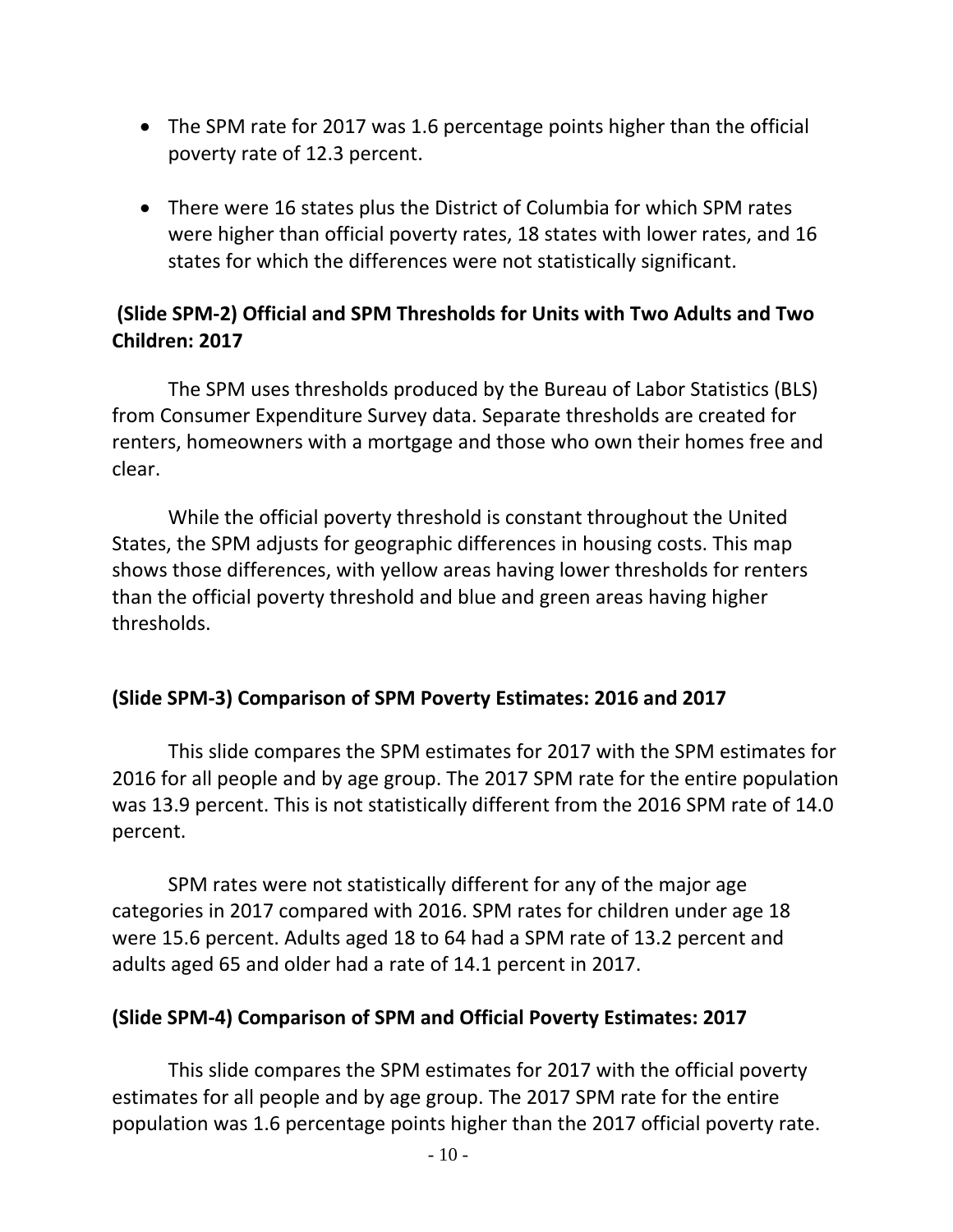- The SPM rate for 2017 was 1.6 percentage points higher than the official poverty rate of 12.3 percent.

- There were 16 states plus the District of Columbia for which SPM rates were higher than official poverty rates, 18 states with lower rates, and 16 states for which the differences were not statistically significant.

### (Slide SPM-2) Official and SPM Thresholds for Units with Two Adults and Two Children: 2017

The SPM uses thresholds produced by the Bureau of Labor Statistics (BLS) from Consumer Expenditure Survey data. Separate thresholds are created for renters, homeowners with a mortgage and those who own their homes free and clear.

While the official poverty threshold is constant throughout the United States, the SPM adjusts for geographic differences in housing costs. This map shows those differences, with yellow areas having lower thresholds for renters than the official poverty threshold and blue and green areas having higher thresholds.

### (Slide SPM-3) Comparison of SPM Poverty Estimates: 2016 and 2017

This slide compares the SPM estimates for 2017 with the SPM estimates for 2016 for all people and by age group. The 2017 SPM rate for the entire population was 13.9 percent. This is not statistically different from the 2016 SPM rate of 14.0 percent.

SPM rates were not statistically different for any of the major age categories in 2017 compared with 2016. SPM rates for children under age 18 were 15.6 percent. Adults aged 18 to 64 had a SPM rate of 13.2 percent and adults aged 65 and older had a rate of 14.1 percent in 2017.

### (Slide SPM-4) Comparison of SPM and Official Poverty Estimates: 2017

This slide compares the SPM estimates for 2017 with the official poverty estimates for all people and by age group. The 2017 SPM rate for the entire population was 1.6 percentage points higher than the 2017 official poverty rate.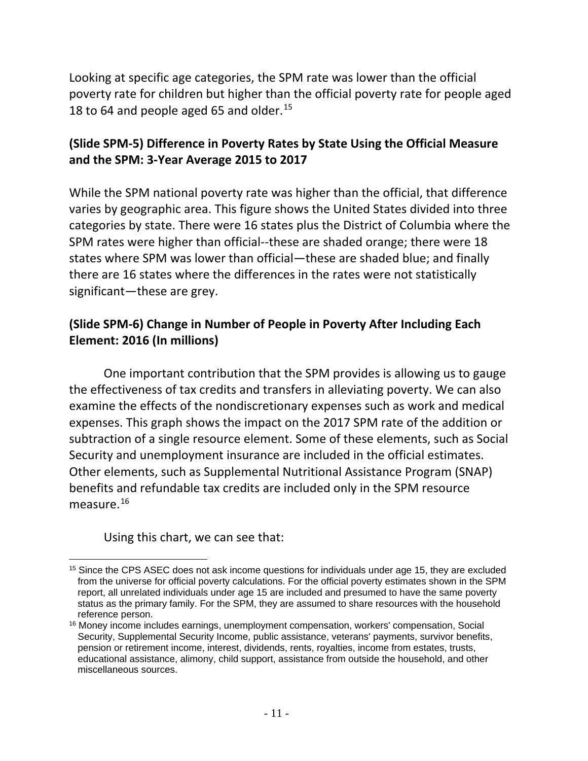Looking at specific age categories, the SPM rate was lower than the official poverty rate for children but higher than the official poverty rate for people aged 18 to 64 and people aged 65 and older.[15]

**(Slide SPM-5) Difference in Poverty Rates by State Using the Official Measure and the SPM: 3-Year Average 2015 to 2017**

While the SPM national poverty rate was higher than the official, that difference varies by geographic area. This figure shows the United States divided into three categories by state. There were 16 states plus the District of Columbia where the SPM rates were higher than official--these are shaded orange; there were 18 states where SPM was lower than official—these are shaded blue; and finally there are 16 states where the differences in the rates were not statistically significant—these are grey.

**(Slide SPM-6) Change in Number of People in Poverty After Including Each Element: 2016 (In millions)**

One important contribution that the SPM provides is allowing us to gauge the effectiveness of tax credits and transfers in alleviating poverty. We can also examine the effects of the nondiscretionary expenses such as work and medical expenses. This graph shows the impact on the 2017 SPM rate of the addition or subtraction of a single resource element. Some of these elements, such as Social Security and unemployment insurance are included in the official estimates. Other elements, such as Supplemental Nutritional Assistance Program (SNAP) benefits and refundable tax credits are included only in the SPM resource measure.[16]

Using this chart, we can see that:

---

[15] Since the CPS ASEC does not ask income questions for individuals under age 15, they are excluded from the universe for official poverty calculations. For the official poverty estimates shown in the SPM report, all unrelated individuals under age 15 are included and presumed to have the same poverty status as the primary family. For the SPM, they are assumed to share resources with the household reference person.

[16] Money income includes earnings, unemployment compensation, workers' compensation, Social Security, Supplemental Security Income, public assistance, veterans' payments, survivor benefits, pension or retirement income, interest, dividends, rents, royalties, income from estates, trusts, educational assistance, alimony, child support, assistance from outside the household, and other miscellaneous sources.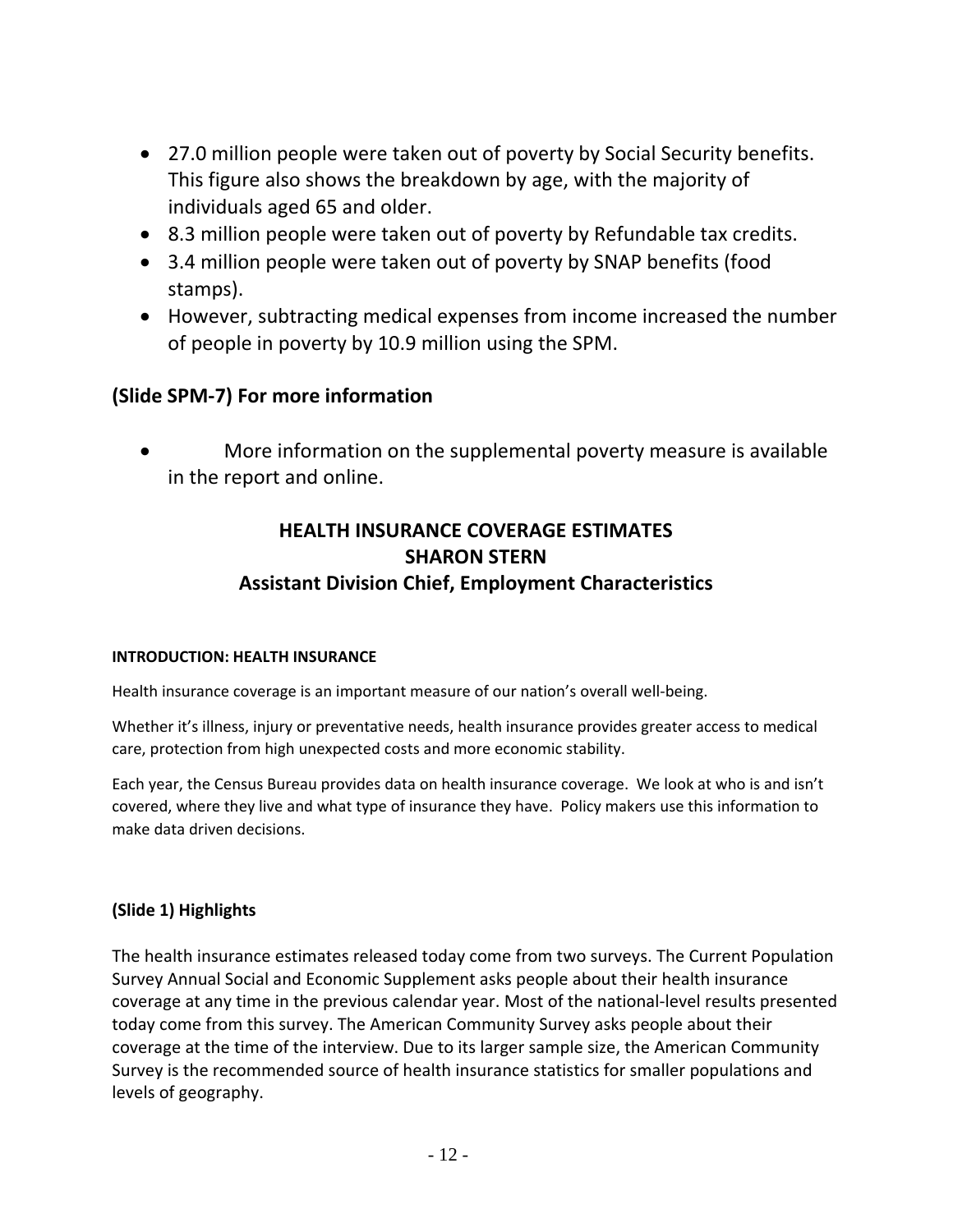- 27.0 million people were taken out of poverty by Social Security benefits. This figure also shows the breakdown by age, with the majority of individuals aged 65 and older.
- 8.3 million people were taken out of poverty by Refundable tax credits.
- 3.4 million people were taken out of poverty by SNAP benefits (food stamps).
- However, subtracting medical expenses from income increased the number of people in poverty by 10.9 million using the SPM.

## (Slide SPM-7) For more information

- More information on the supplemental poverty measure is available in the report and online.

## HEALTH INSURANCE COVERAGE ESTIMATES
## SHARON STERN
## Assistant Division Chief, Employment Characteristics

**INTRODUCTION: HEALTH INSURANCE**

Health insurance coverage is an important measure of our nation's overall well-being.

Whether it's illness, injury or preventative needs, health insurance provides greater access to medical care, protection from high unexpected costs and more economic stability.

Each year, the Census Bureau provides data on health insurance coverage. We look at who is and isn't covered, where they live and what type of insurance they have. Policy makers use this information to make data driven decisions.

### (Slide 1) Highlights

The health insurance estimates released today come from two surveys. The Current Population Survey Annual Social and Economic Supplement asks people about their health insurance coverage at any time in the previous calendar year. Most of the national-level results presented today come from this survey. The American Community Survey asks people about their coverage at the time of the interview. Due to its larger sample size, the American Community Survey is the recommended source of health insurance statistics for smaller populations and levels of geography.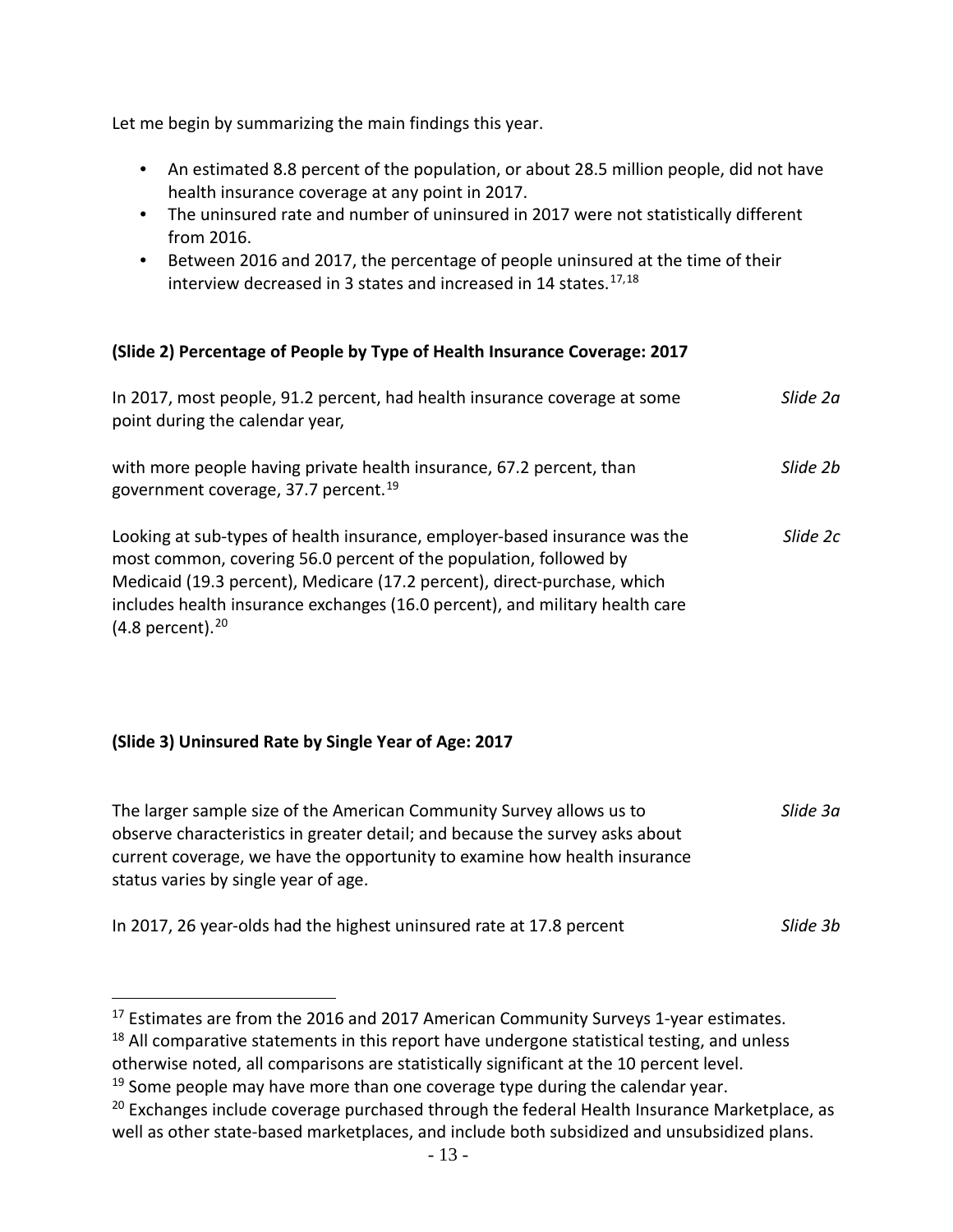Let me begin by summarizing the main findings this year.

- An estimated 8.8 percent of the population, or about 28.5 million people, did not have health insurance coverage at any point in 2017.
- The uninsured rate and number of uninsured in 2017 were not statistically different from 2016.
- Between 2016 and 2017, the percentage of people uninsured at the time of their interview decreased in 3 states and increased in 14 states.[17,18]

**(Slide 2) Percentage of People by Type of Health Insurance Coverage: 2017**

In 2017, most people, 91.2 percent, had health insurance coverage at some point during the calendar year, *Slide 2a*

with more people having private health insurance, 67.2 percent, than government coverage, 37.7 percent.[19] *Slide 2b*

Looking at sub-types of health insurance, employer-based insurance was the most common, covering 56.0 percent of the population, followed by Medicaid (19.3 percent), Medicare (17.2 percent), direct-purchase, which includes health insurance exchanges (16.0 percent), and military health care (4.8 percent).[20] *Slide 2c*

**(Slide 3) Uninsured Rate by Single Year of Age: 2017**

The larger sample size of the American Community Survey allows us to observe characteristics in greater detail; and because the survey asks about current coverage, we have the opportunity to examine how health insurance status varies by single year of age. *Slide 3a*

In 2017, 26 year-olds had the highest uninsured rate at 17.8 percent *Slide 3b*

---

[17] Estimates are from the 2016 and 2017 American Community Surveys 1-year estimates.

[18] All comparative statements in this report have undergone statistical testing, and unless otherwise noted, all comparisons are statistically significant at the 10 percent level.

[19] Some people may have more than one coverage type during the calendar year.

[20] Exchanges include coverage purchased through the federal Health Insurance Marketplace, as well as other state-based marketplaces, and include both subsidized and unsubsidized plans.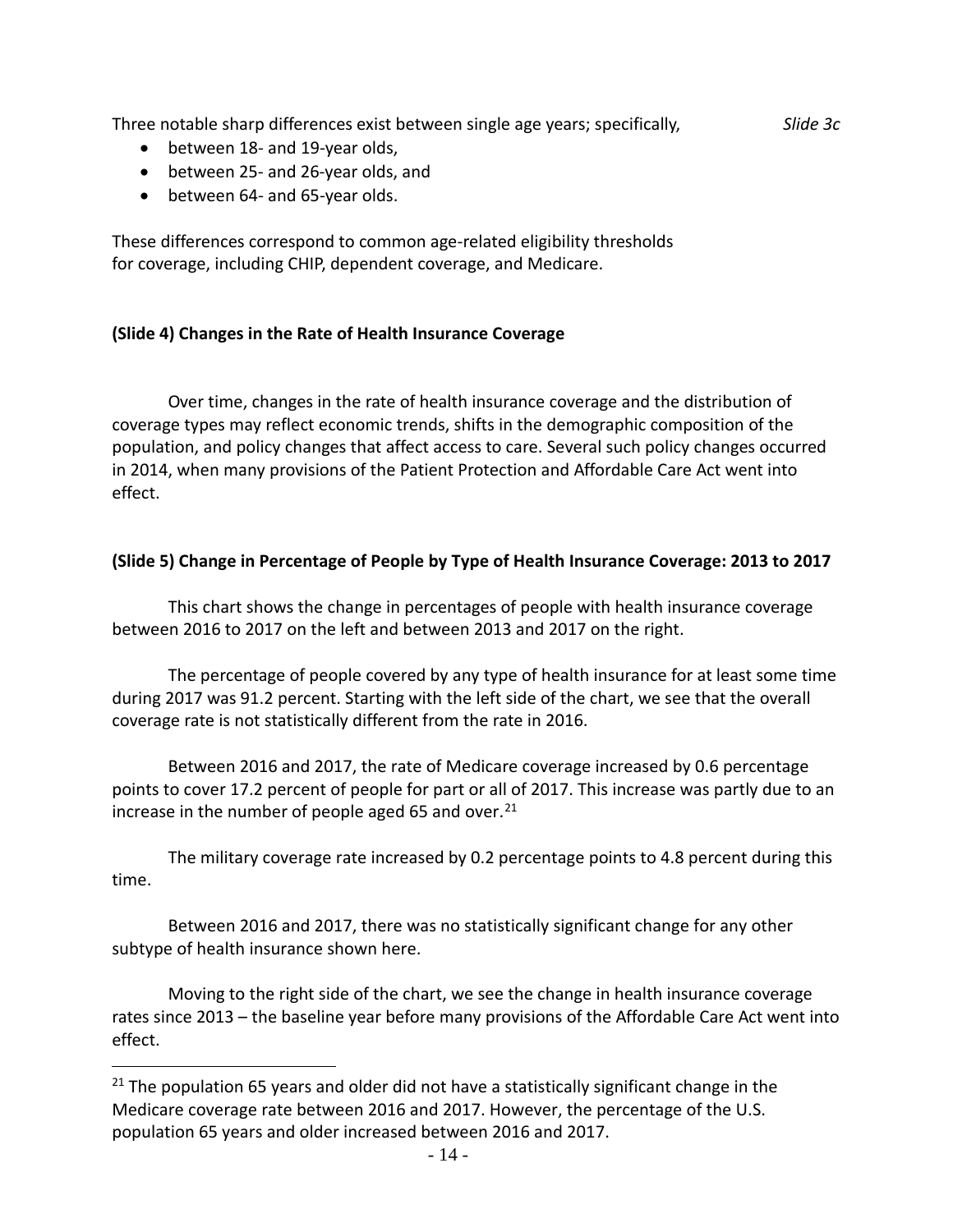Three notable sharp differences exist between single age years; specifically, *Slide 3c*

- between 18- and 19-year olds,
- between 25- and 26-year olds, and
- between 64- and 65-year olds.

These differences correspond to common age-related eligibility thresholds for coverage, including CHIP, dependent coverage, and Medicare.

**(Slide 4) Changes in the Rate of Health Insurance Coverage**

Over time, changes in the rate of health insurance coverage and the distribution of coverage types may reflect economic trends, shifts in the demographic composition of the population, and policy changes that affect access to care. Several such policy changes occurred in 2014, when many provisions of the Patient Protection and Affordable Care Act went into effect.

**(Slide 5) Change in Percentage of People by Type of Health Insurance Coverage: 2013 to 2017**

This chart shows the change in percentages of people with health insurance coverage between 2016 to 2017 on the left and between 2013 and 2017 on the right.

The percentage of people covered by any type of health insurance for at least some time during 2017 was 91.2 percent. Starting with the left side of the chart, we see that the overall coverage rate is not statistically different from the rate in 2016.

Between 2016 and 2017, the rate of Medicare coverage increased by 0.6 percentage points to cover 17.2 percent of people for part or all of 2017. This increase was partly due to an increase in the number of people aged 65 and over.[21]

The military coverage rate increased by 0.2 percentage points to 4.8 percent during this time.

Between 2016 and 2017, there was no statistically significant change for any other subtype of health insurance shown here.

Moving to the right side of the chart, we see the change in health insurance coverage rates since 2013 – the baseline year before many provisions of the Affordable Care Act went into effect.

[21] The population 65 years and older did not have a statistically significant change in the Medicare coverage rate between 2016 and 2017. However, the percentage of the U.S. population 65 years and older increased between 2016 and 2017.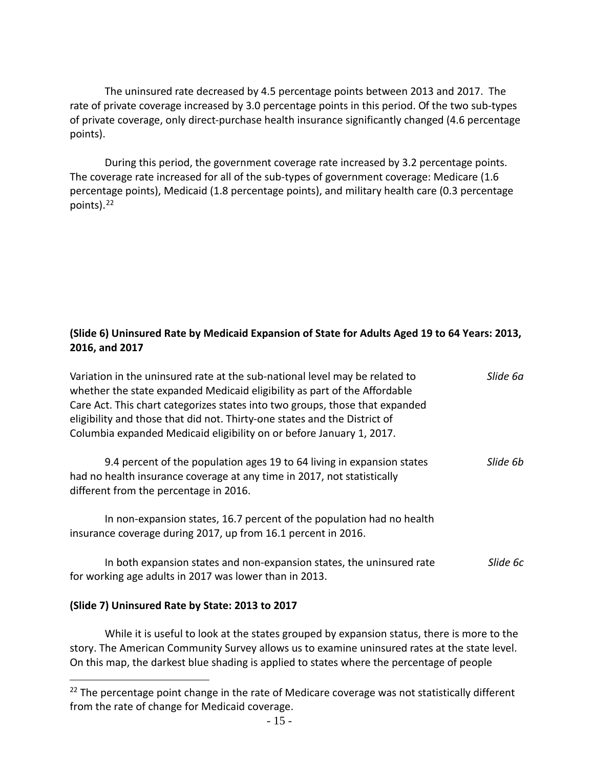The uninsured rate decreased by 4.5 percentage points between 2013 and 2017. The rate of private coverage increased by 3.0 percentage points in this period. Of the two sub-types of private coverage, only direct-purchase health insurance significantly changed (4.6 percentage points).

During this period, the government coverage rate increased by 3.2 percentage points. The coverage rate increased for all of the sub-types of government coverage: Medicare (1.6 percentage points), Medicaid (1.8 percentage points), and military health care (0.3 percentage points).[22]

**(Slide 6) Uninsured Rate by Medicaid Expansion of State for Adults Aged 19 to 64 Years: 2013, 2016, and 2017**

Variation in the uninsured rate at the sub-national level may be related to whether the state expanded Medicaid eligibility as part of the Affordable Care Act. This chart categorizes states into two groups, those that expanded eligibility and those that did not. Thirty-one states and the District of Columbia expanded Medicaid eligibility on or before January 1, 2017. *Slide 6a*

9.4 percent of the population ages 19 to 64 living in expansion states had no health insurance coverage at any time in 2017, not statistically different from the percentage in 2016. *Slide 6b*

In non-expansion states, 16.7 percent of the population had no health insurance coverage during 2017, up from 16.1 percent in 2016.

In both expansion states and non-expansion states, the uninsured rate for working age adults in 2017 was lower than in 2013. *Slide 6c*

**(Slide 7) Uninsured Rate by State: 2013 to 2017**

While it is useful to look at the states grouped by expansion status, there is more to the story. The American Community Survey allows us to examine uninsured rates at the state level. On this map, the darkest blue shading is applied to states where the percentage of people

[22] The percentage point change in the rate of Medicare coverage was not statistically different from the rate of change for Medicaid coverage.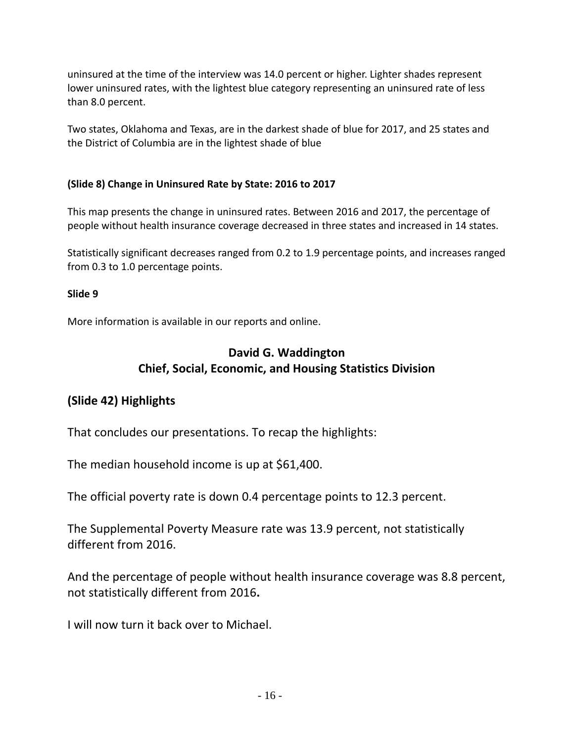uninsured at the time of the interview was 14.0 percent or higher. Lighter shades represent lower uninsured rates, with the lightest blue category representing an uninsured rate of less than 8.0 percent.

Two states, Oklahoma and Texas, are in the darkest shade of blue for 2017, and 25 states and the District of Columbia are in the lightest shade of blue

**(Slide 8) Change in Uninsured Rate by State: 2016 to 2017**

This map presents the change in uninsured rates. Between 2016 and 2017, the percentage of people without health insurance coverage decreased in three states and increased in 14 states.

Statistically significant decreases ranged from 0.2 to 1.9 percentage points, and increases ranged from 0.3 to 1.0 percentage points.

**Slide 9**

More information is available in our reports and online.

## David G. Waddington
## Chief, Social, Economic, and Housing Statistics Division

### (Slide 42) Highlights

That concludes our presentations. To recap the highlights:

The median household income is up at $61,400.

The official poverty rate is down 0.4 percentage points to 12.3 percent.

The Supplemental Poverty Measure rate was 13.9 percent, not statistically different from 2016.

And the percentage of people without health insurance coverage was 8.8 percent, not statistically different from 2016**.**

I will now turn it back over to Michael.